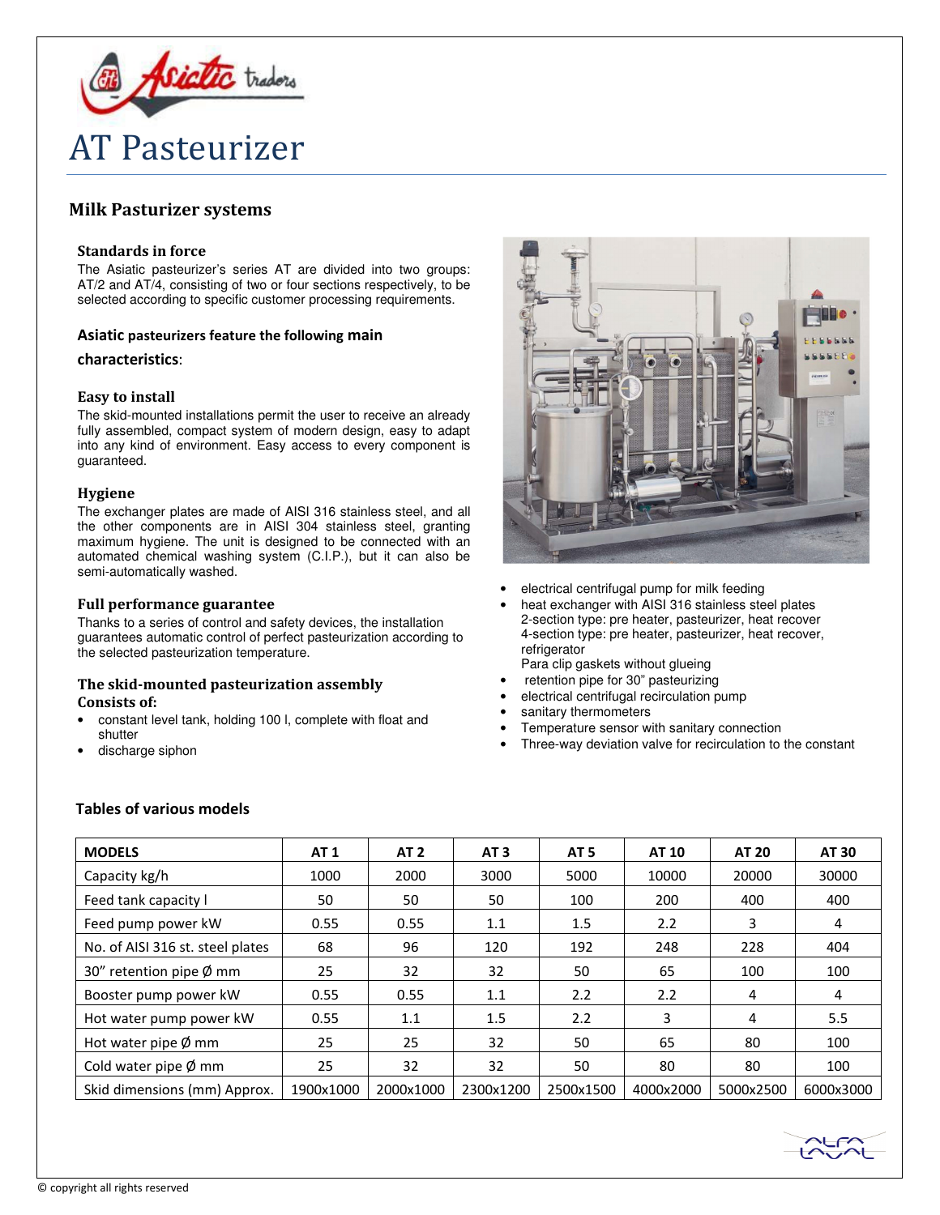# AT Pasteurizer

## Milk Pasturizer systems

### Standards in force

The Asiatic pasteurizer's series AT are divided into two groups: AT/2 and AT/4, consisting of two or four sections respectively, to be selected according to specific customer processing requirements.

### Asiatic pasteurizers feature the following main characteristics:

### Easy to install

The skid-mounted installations permit the user to receive an already fully assembled, compact system of modern design, easy to adapt into any kind of environment. Easy access to every component is guaranteed.

### Hygiene

The exchanger plates are made of AISI 316 stainless steel, and all the other components are in AISI 304 stainless steel, granting maximum hygiene. The unit is designed to be connected with an automated chemical washing system (C.I.P.), but it can also be semi-automatically washed.

### Full performance guarantee

Thanks to a series of control and safety devices, the installation guarantees automatic control of perfect pasteurization according to the selected pasteurization temperature.

### The skid-mounted pasteurization assembly

**Consists of:**

- constant level tank, holding 100 l, complete with float and shutter
- discharge siphon
- electrical centrifugal pump for milk feeding
- heat exchanger with AISI 316 stainless steel plates
  2-section type: pre heater, pasteurizer, heat recover
  4-section type: pre heater, pasteurizer, heat recover, refrigerator
  Para clip gaskets without glueing
- retention pipe for 30" pasteurizing
- electrical centrifugal recirculation pump
- sanitary thermometers
- Temperature sensor with sanitary connection
- Three-way deviation valve for recirculation to the constant

### Tables of various models

| MODELS | AT 1 | AT 2 | AT 3 | AT 5 | AT 10 | AT 20 | AT 30 |
|---|---|---|---|---|---|---|---|
| Capacity kg/h | 1000 | 2000 | 3000 | 5000 | 10000 | 20000 | 30000 |
| Feed tank capacity l | 50 | 50 | 50 | 100 | 200 | 400 | 400 |
| Feed pump power kW | 0.55 | 0.55 | 1.1 | 1.5 | 2.2 | 3 | 4 |
| No. of AISI 316 st. steel plates | 68 | 96 | 120 | 192 | 248 | 228 | 404 |
| 30" retention pipe Ø mm | 25 | 32 | 32 | 50 | 65 | 100 | 100 |
| Booster pump power kW | 0.55 | 0.55 | 1.1 | 2.2 | 2.2 | 4 | 4 |
| Hot water pump power kW | 0.55 | 1.1 | 1.5 | 2.2 | 3 | 4 | 5.5 |
| Hot water pipe Ø mm | 25 | 25 | 32 | 50 | 65 | 80 | 100 |
| Cold water pipe Ø mm | 25 | 32 | 32 | 50 | 80 | 80 | 100 |
| Skid dimensions (mm) Approx. | 1900x1000 | 2000x1000 | 2300x1200 | 2500x1500 | 4000x2000 | 5000x2500 | 6000x3000 |

© copyright all rights reserved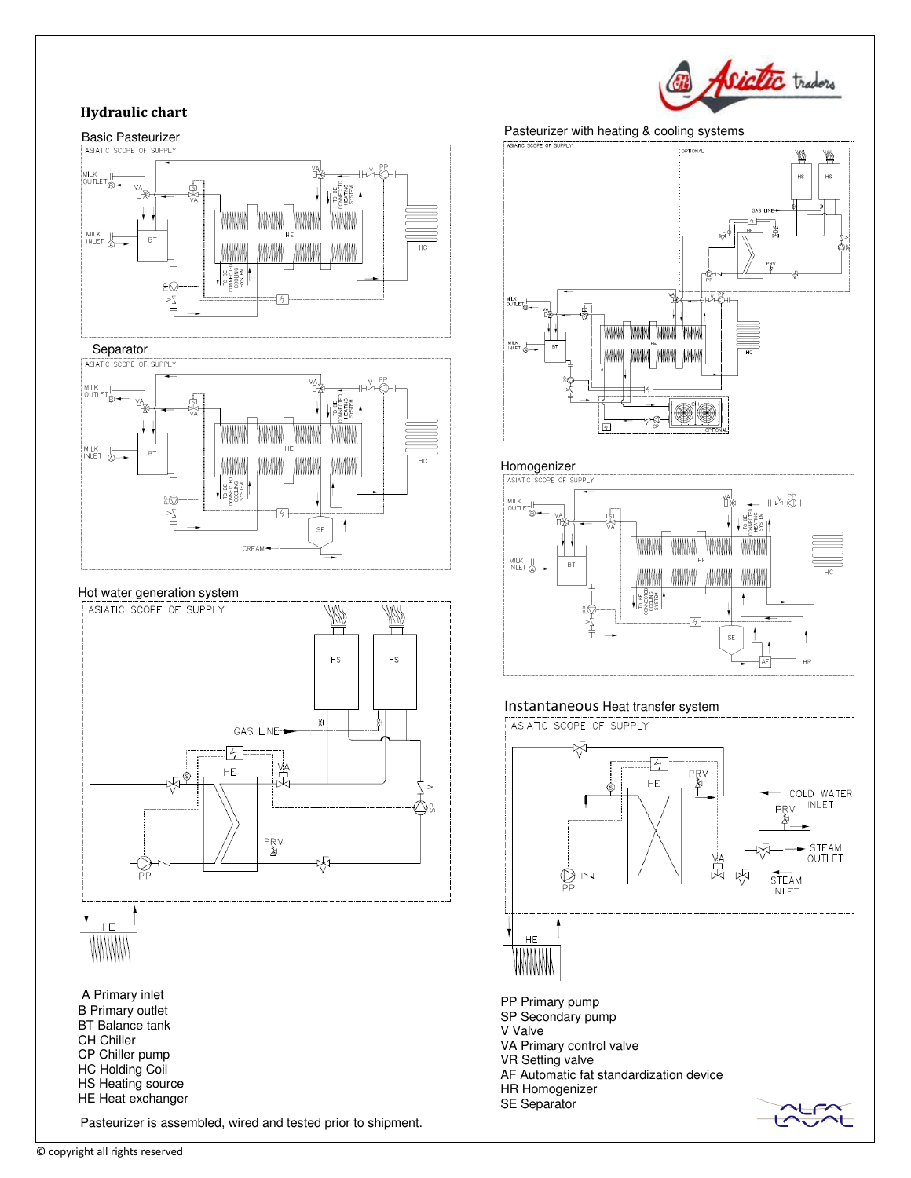# Hydraulic chart

## Basic Pasteurizer

## Separator

## Hot water generation system

## Pasteurizer with heating & cooling systems

## Homogenizer

## Instantaneous Heat transfer system

A Primary inlet
B Primary outlet
BT Balance tank
CH Chiller
CP Chiller pump
HC Holding Coil
HS Heating source
HE Heat exchanger

PP Primary pump
SP Secondary pump
V Valve
VA Primary control valve
VR Setting valve
AF Automatic fat standardization device
HR Homogenizer
SE Separator

Pasteurizer is assembled, wired and tested prior to shipment.

© copyright all rights reserved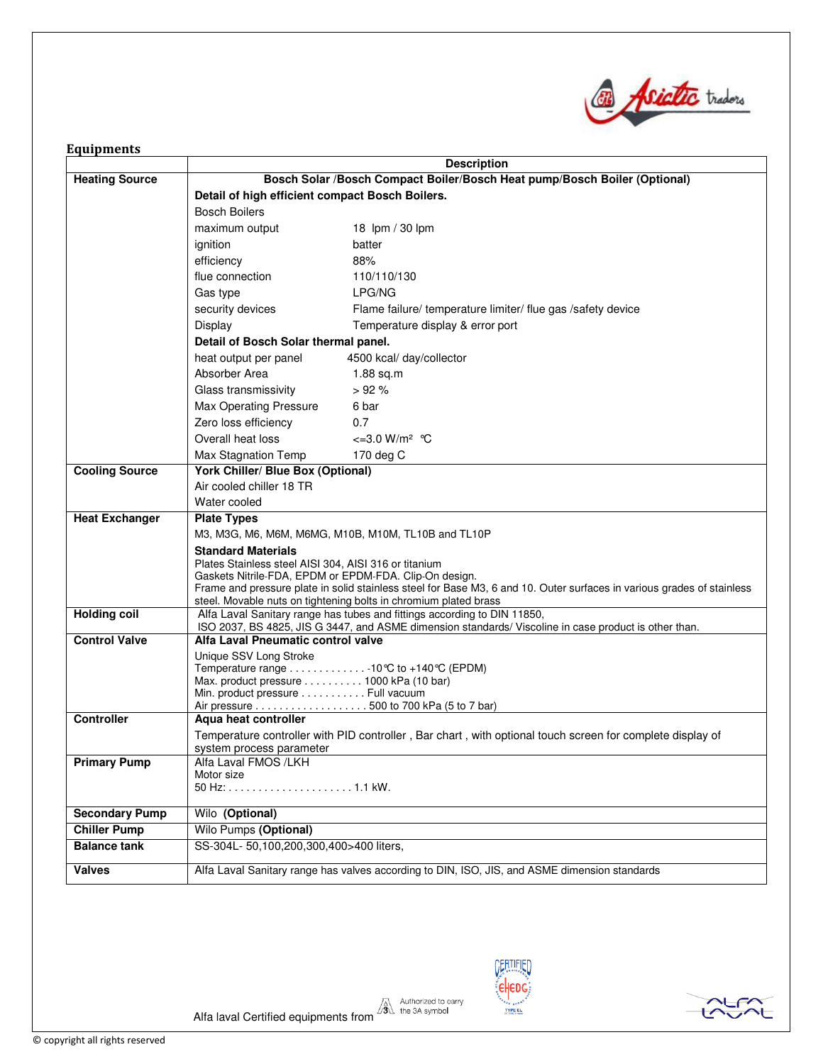## Equipments

| | Description | |
|---|---|---|
| **Heating Source** | **Bosch Solar /Bosch Compact Boiler/Bosch Heat pump/Bosch Boiler (Optional)** | |
| | **Detail of high efficient compact Bosch Boilers.** | |
| | Bosch Boilers | |
| | maximum output | 18 lpm / 30 lpm |
| | ignition | batter |
| | efficiency | 88% |
| | flue connection | 110/110/130 |
| | Gas type | LPG/NG |
| | security devices | Flame failure/ temperature limiter/ flue gas /safety device |
| | Display | Temperature display & error port |
| | **Detail of Bosch Solar thermal panel.** | |
| | heat output per panel | 4500 kcal/ day/collector |
| | Absorber Area | 1.88 sq.m |
| | Glass transmissivity | > 92 % |
| | Max Operating Pressure | 6 bar |
| | Zero loss efficiency | 0.7 |
| | Overall heat loss | <=3.0 W/m² ℃ |
| | Max Stagnation Temp | 170 deg C |
| **Cooling Source** | **York Chiller/ Blue Box (Optional)**<br>Air cooled chiller 18 TR<br>Water cooled | |
| **Heat Exchanger** | **Plate Types**<br>M3, M3G, M6, M6M, M6MG, M10B, M10M, TL10B and TL10P<br>**Standard Materials**<br>Plates Stainless steel AISI 304, AISI 316 or titanium<br>Gaskets Nitrile-FDA, EPDM or EPDM-FDA. Clip-On design.<br>Frame and pressure plate in solid stainless steel for Base M3, 6 and 10. Outer surfaces in various grades of stainless steel. Movable nuts on tightening bolts in chromium plated brass | |
| **Holding coil** | Alfa Laval Sanitary range has tubes and fittings according to DIN 11850, ISO 2037, BS 4825, JIS G 3447, and ASME dimension standards/ Viscoline in case product is other than. | |
| **Control Valve** | **Alfa Laval Pneumatic control valve**<br>Unique SSV Long Stroke<br>Temperature range . . . . . . . . . . . . . -10℃ to +140℃ (EPDM)<br>Max. product pressure . . . . . . . . . . 1000 kPa (10 bar)<br>Min. product pressure . . . . . . . . . . . Full vacuum<br>Air pressure . . . . . . . . . . . . . . . . . . . 500 to 700 kPa (5 to 7 bar) | |
| **Controller** | **Aqua heat controller**<br>Temperature controller with PID controller , Bar chart , with optional touch screen for complete display of system process parameter | |
| **Primary Pump** | Alfa Laval FMOS /LKH<br>Motor size<br>50 Hz: . . . . . . . . . . . . . . . . . . . . . 1.1 kW. | |
| **Secondary Pump** | Wilo **(Optional)** | |
| **Chiller Pump** | Wilo Pumps **(Optional)** | |
| **Balance tank** | SS-304L- 50,100,200,300,400>400 liters, | |
| **Valves** | Alfa Laval Sanitary range has valves according to DIN, ISO, JIS, and ASME dimension standards | |

Alfa laval Certified equipments from Authorized to carry the 3A symbol

© copyright all rights reserved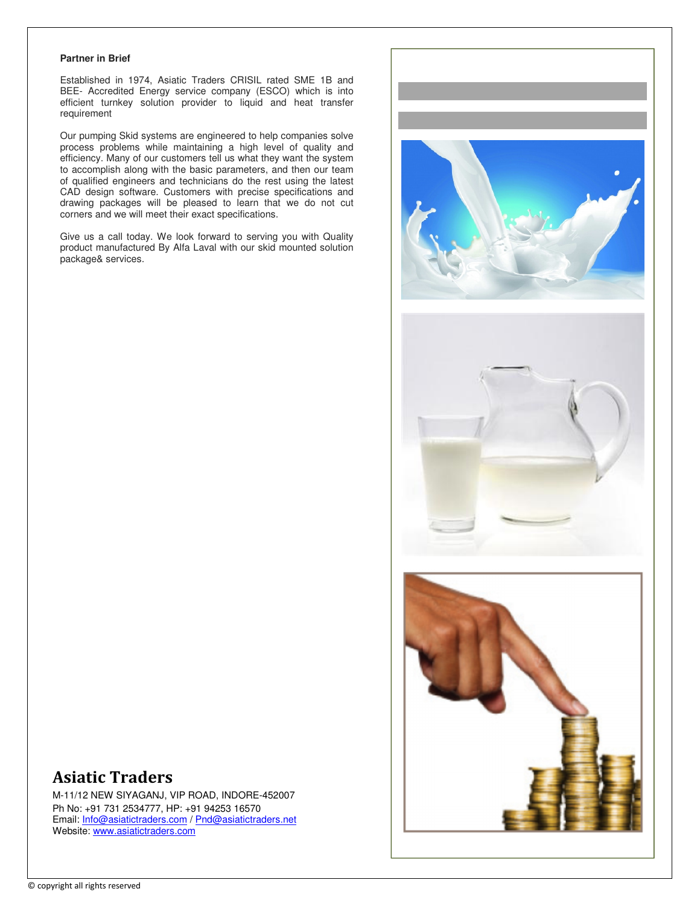**Partner in Brief**

Established in 1974, Asiatic Traders CRISIL rated SME 1B and BEE- Accredited Energy service company (ESCO) which is into efficient turnkey solution provider to liquid and heat transfer requirement

Our pumping Skid systems are engineered to help companies solve process problems while maintaining a high level of quality and efficiency. Many of our customers tell us what they want the system to accomplish along with the basic parameters, and then our team of qualified engineers and technicians do the rest using the latest CAD design software. Customers with precise specifications and drawing packages will be pleased to learn that we do not cut corners and we will meet their exact specifications.

Give us a call today. We look forward to serving you with Quality product manufactured By Alfa Laval with our skid mounted solution package& services.

## Asiatic Traders

M-11/12 NEW SIYAGANJ, VIP ROAD, INDORE-452007
Ph No: +91 731 2534777, HP: +91 94253 16570
Email: Info@asiatictraders.com / Pnd@asiatictraders.net
Website: www.asiatictraders.com

© copyright all rights reserved